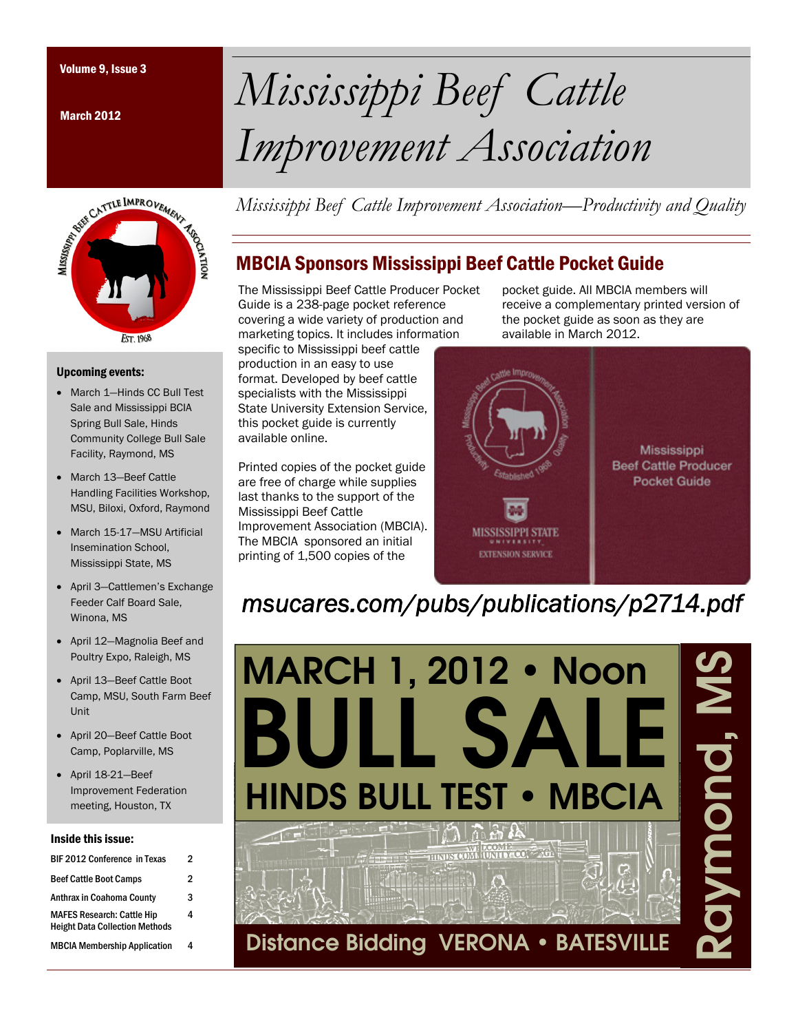Volume 9, Issue 3

March 2012

# *Mississippi Beef Cattle Improvement Association*

*Mississippi Beef Cattle Improvement Association—Productivity and Quality*

## MBCIA Sponsors Mississippi Beef Cattle Pocket Guide

The Mississippi Beef Cattle Producer Pocket Guide is a 238-page pocket reference covering a wide variety of production and marketing topics. It includes information specific to Mississippi beef cattle production in an easy to use format. Developed by beef cattle specialists with the Mississippi State University Extension Service, this pocket guide is currently available online.

Printed copies of the pocket guide are free of charge while supplies last thanks to the support of the Mississippi Beef Cattle Improvement Association (MBCIA). The MBCIA sponsored an initial printing of 1,500 copies of the pocket guide. All MBCIA members will receive a complementary printed version of the pocket guide as soon as they are available in March 2012.

*msucares.com/pubs/publications/p2714.pdf*

**MARCH 1, 2012 • Noon**

**BULL SALE**

**HINDS BULL TEST • MBCIA**

**Distance Bidding VERONA • BATESVILLE**

**Raymond, MS**

### Upcoming events:

- March 1—Hinds CC Bull Test Sale and Mississippi BCIA Spring Bull Sale, Hinds Community College Bull Sale Facility, Raymond, MS
- March 13—Beef Cattle Handling Facilities Workshop, MSU, Biloxi, Oxford, Raymond
- March 15-17—MSU Artificial Insemination School, Mississippi State, MS
- April 3—Cattlemen's Exchange Feeder Calf Board Sale, Winona, MS
- April 12—Magnolia Beef and Poultry Expo, Raleigh, MS
- April 13—Beef Cattle Boot Camp, MSU, South Farm Beef Unit
- April 20—Beef Cattle Boot Camp, Poplarville, MS
- April 18-21—Beef Improvement Federation meeting, Houston, TX

### Inside this issue:

| | |
|---|---|
| BIF 2012 Conference in Texas | 2 |
| Beef Cattle Boot Camps | 2 |
| Anthrax in Coahoma County | 3 |
| MAFES Research: Cattle Hip Height Data Collection Methods | 4 |
| MBCIA Membership Application | 4 |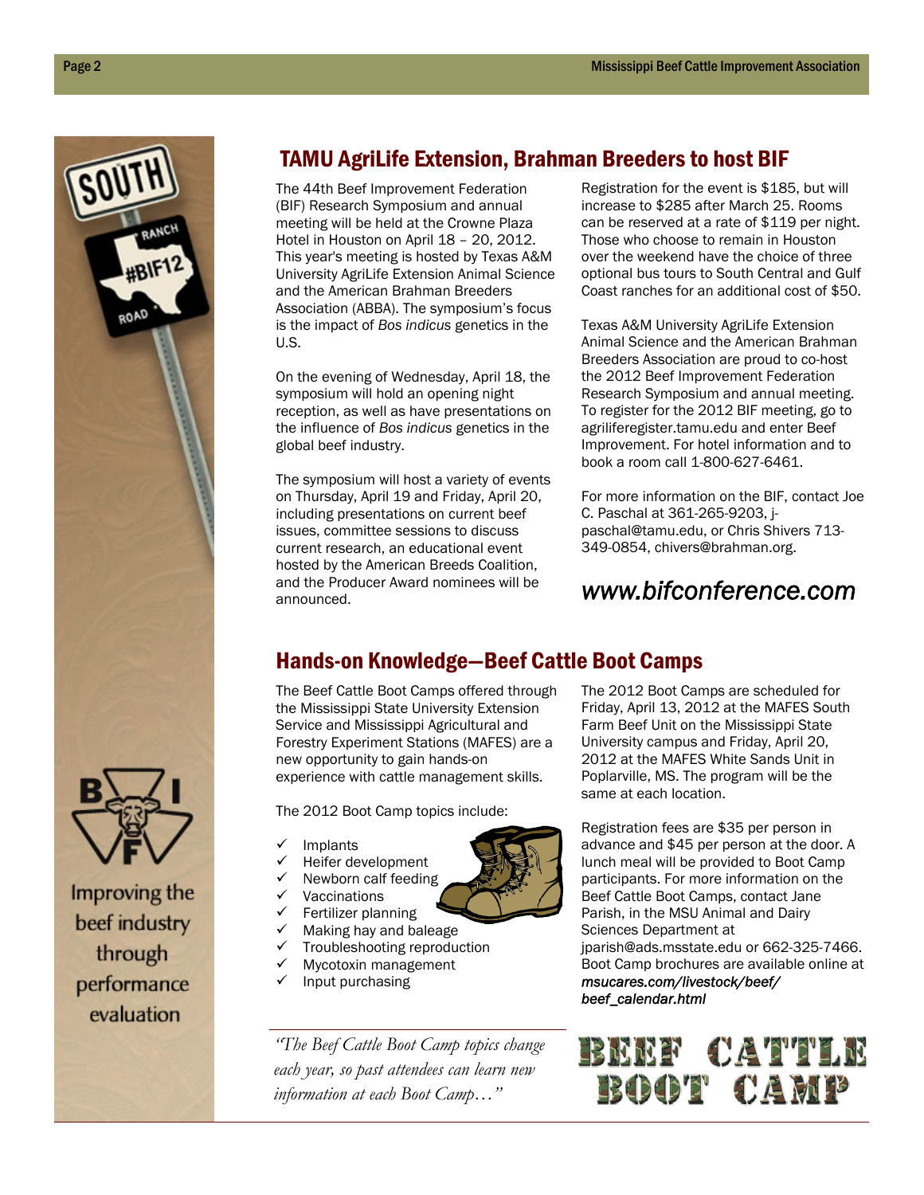## TAMU AgriLife Extension, Brahman Breeders to host BIF

The 44th Beef Improvement Federation (BIF) Research Symposium and annual meeting will be held at the Crowne Plaza Hotel in Houston on April 18 – 20, 2012. This year's meeting is hosted by Texas A&M University AgriLife Extension Animal Science and the American Brahman Breeders Association (ABBA). The symposium's focus is the impact of *Bos indicus* genetics in the U.S.

On the evening of Wednesday, April 18, the symposium will hold an opening night reception, as well as have presentations on the influence of *Bos indicus* genetics in the global beef industry.

The symposium will host a variety of events on Thursday, April 19 and Friday, April 20, including presentations on current beef issues, committee sessions to discuss current research, an educational event hosted by the American Breeds Coalition, and the Producer Award nominees will be announced.

Registration for the event is $185, but will increase to $285 after March 25. Rooms can be reserved at a rate of $119 per night. Those who choose to remain in Houston over the weekend have the choice of three optional bus tours to South Central and Gulf Coast ranches for an additional cost of $50.

Texas A&M University AgriLife Extension Animal Science and the American Brahman Breeders Association are proud to co-host the 2012 Beef Improvement Federation Research Symposium and annual meeting. To register for the 2012 BIF meeting, go to agriliferegister.tamu.edu and enter Beef Improvement. For hotel information and to book a room call 1-800-627-6461.

For more information on the BIF, contact Joe C. Paschal at 361-265-9203, j-paschal@tamu.edu, or Chris Shivers 713-349-0854, chivers@brahman.org.

*www.bifconference.com*

## Hands-on Knowledge—Beef Cattle Boot Camps

The Beef Cattle Boot Camps offered through the Mississippi State University Extension Service and Mississippi Agricultural and Forestry Experiment Stations (MAFES) are a new opportunity to gain hands-on experience with cattle management skills.

The 2012 Boot Camp topics include:

- Implants
- Heifer development
- Newborn calf feeding
- Vaccinations
- Fertilizer planning
- Making hay and baleage
- Troubleshooting reproduction
- Mycotoxin management
- Input purchasing

*"The Beef Cattle Boot Camp topics change each year, so past attendees can learn new information at each Boot Camp…"*

The 2012 Boot Camps are scheduled for Friday, April 13, 2012 at the MAFES South Farm Beef Unit on the Mississippi State University campus and Friday, April 20, 2012 at the MAFES White Sands Unit in Poplarville, MS. The program will be the same at each location.

Registration fees are $35 per person in advance and $45 per person at the door. A lunch meal will be provided to Boot Camp participants. For more information on the Beef Cattle Boot Camps, contact Jane Parish, in the MSU Animal and Dairy Sciences Department at jparish@ads.msstate.edu or 662-325-7466. Boot Camp brochures are available online at ***msucares.com/livestock/beef/beef_calendar.html***

Improving the beef industry through performance evaluation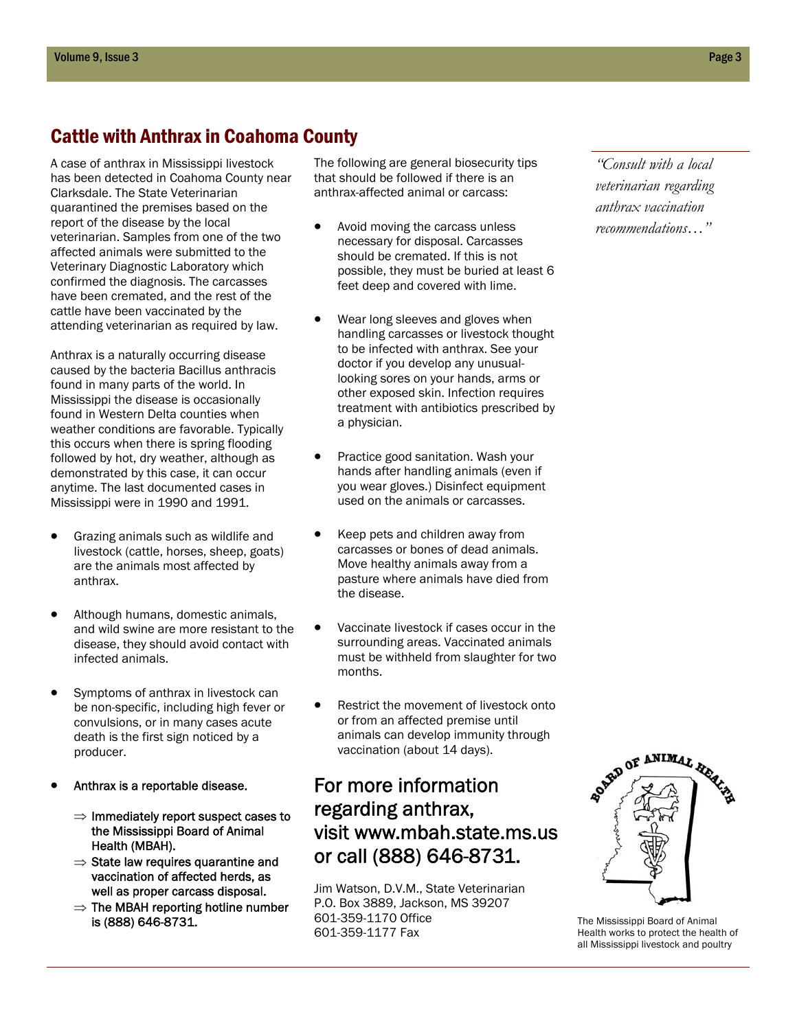## Cattle with Anthrax in Coahoma County

A case of anthrax in Mississippi livestock has been detected in Coahoma County near Clarksdale. The State Veterinarian quarantined the premises based on the report of the disease by the local veterinarian. Samples from one of the two affected animals were submitted to the Veterinary Diagnostic Laboratory which confirmed the diagnosis. The carcasses have been cremated, and the rest of the cattle have been vaccinated by the attending veterinarian as required by law.

Anthrax is a naturally occurring disease caused by the bacteria Bacillus anthracis found in many parts of the world. In Mississippi the disease is occasionally found in Western Delta counties when weather conditions are favorable. Typically this occurs when there is spring flooding followed by hot, dry weather, although as demonstrated by this case, it can occur anytime. The last documented cases in Mississippi were in 1990 and 1991.

- Grazing animals such as wildlife and livestock (cattle, horses, sheep, goats) are the animals most affected by anthrax.
- Although humans, domestic animals, and wild swine are more resistant to the disease, they should avoid contact with infected animals.
- Symptoms of anthrax in livestock can be non-specific, including high fever or convulsions, or in many cases acute death is the first sign noticed by a producer.
- Anthrax is a reportable disease.
  - ⇒ Immediately report suspect cases to the Mississippi Board of Animal Health (MBAH).
  - ⇒ State law requires quarantine and vaccination of affected herds, as well as proper carcass disposal.
  - ⇒ The MBAH reporting hotline number is (888) 646-8731.

The following are general biosecurity tips that should be followed if there is an anthrax-affected animal or carcass:

- Avoid moving the carcass unless necessary for disposal. Carcasses should be cremated. If this is not possible, they must be buried at least 6 feet deep and covered with lime.
- Wear long sleeves and gloves when handling carcasses or livestock thought to be infected with anthrax. See your doctor if you develop any unusual-looking sores on your hands, arms or other exposed skin. Infection requires treatment with antibiotics prescribed by a physician.
- Practice good sanitation. Wash your hands after handling animals (even if you wear gloves.) Disinfect equipment used on the animals or carcasses.
- Keep pets and children away from carcasses or bones of dead animals. Move healthy animals away from a pasture where animals have died from the disease.
- Vaccinate livestock if cases occur in the surrounding areas. Vaccinated animals must be withheld from slaughter for two months.
- Restrict the movement of livestock onto or from an affected premise until animals can develop immunity through vaccination (about 14 days).

*"Consult with a local veterinarian regarding anthrax vaccination recommendations…"*

### For more information regarding anthrax, visit www.mbah.state.ms.us or call (888) 646-8731.

Jim Watson, D.V.M., State Veterinarian
P.O. Box 3889, Jackson, MS 39207
601-359-1170 Office
601-359-1177 Fax

BOARD OF ANIMAL HEALTH

The Mississippi Board of Animal Health works to protect the health of all Mississippi livestock and poultry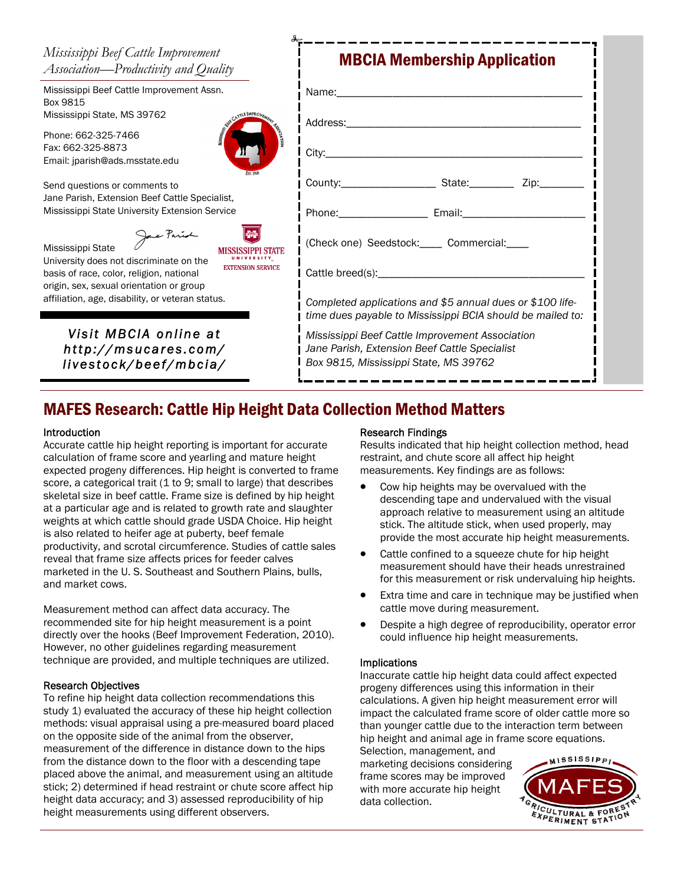*Mississippi Beef Cattle Improvement Association—Productivity and Quality*

Mississippi Beef Cattle Improvement Assn.
Box 9815
Mississippi State, MS 39762

Phone: 662-325-7466
Fax: 662-325-8873
Email: jparish@ads.msstate.edu

Send questions or comments to
Jane Parish, Extension Beef Cattle Specialist,
Mississippi State University Extension Service

Mississippi State University does not discriminate on the basis of race, color, religion, national origin, sex, sexual orientation or group affiliation, age, disability, or veteran status.

***Visit MBCIA online at http://msucares.com/livestock/beef/mbcia/***

## MBCIA Membership Application

Name:\_\_\_\_\_\_\_\_\_\_\_\_\_\_\_\_\_\_\_\_\_\_\_\_\_\_\_\_\_\_\_\_\_\_\_\_\_\_\_\_

Address:\_\_\_\_\_\_\_\_\_\_\_\_\_\_\_\_\_\_\_\_\_\_\_\_\_\_\_\_\_\_\_\_\_\_\_\_\_\_

City:\_\_\_\_\_\_\_\_\_\_\_\_\_\_\_\_\_\_\_\_\_\_\_\_\_\_\_\_\_\_\_\_\_\_\_\_\_\_\_\_\_

County:\_\_\_\_\_\_\_\_\_\_\_\_\_\_\_\_ State:\_\_\_\_\_\_\_\_ Zip:\_\_\_\_\_\_\_\_

Phone:\_\_\_\_\_\_\_\_\_\_\_\_\_\_\_\_ Email:\_\_\_\_\_\_\_\_\_\_\_\_\_\_\_\_\_\_\_\_\_\_

(Check one) Seedstock:\_\_\_\_ Commercial:\_\_\_\_

Cattle breed(s):\_\_\_\_\_\_\_\_\_\_\_\_\_\_\_\_\_\_\_\_\_\_\_\_\_\_\_\_\_\_\_\_\_\_\_\_

*Completed applications and $5 annual dues or $100 life-time dues payable to Mississippi BCIA should be mailed to:*

*Mississippi Beef Cattle Improvement Association*
*Jane Parish, Extension Beef Cattle Specialist*
*Box 9815, Mississippi State, MS 39762*

## MAFES Research: Cattle Hip Height Data Collection Method Matters

### Introduction

Accurate cattle hip height reporting is important for accurate calculation of frame score and yearling and mature height expected progeny differences. Hip height is converted to frame score, a categorical trait (1 to 9; small to large) that describes skeletal size in beef cattle. Frame size is defined by hip height at a particular age and is related to growth rate and slaughter weights at which cattle should grade USDA Choice. Hip height is also related to heifer age at puberty, beef female productivity, and scrotal circumference. Studies of cattle sales reveal that frame size affects prices for feeder calves marketed in the U. S. Southeast and Southern Plains, bulls, and market cows.

Measurement method can affect data accuracy. The recommended site for hip height measurement is a point directly over the hooks (Beef Improvement Federation, 2010). However, no other guidelines regarding measurement technique are provided, and multiple techniques are utilized.

### Research Objectives

To refine hip height data collection recommendations this study 1) evaluated the accuracy of these hip height collection methods: visual appraisal using a pre-measured board placed on the opposite side of the animal from the observer, measurement of the difference in distance down to the hips from the distance down to the floor with a descending tape placed above the animal, and measurement using an altitude stick; 2) determined if head restraint or chute score affect hip height data accuracy; and 3) assessed reproducibility of hip height measurements using different observers.

### Research Findings

Results indicated that hip height collection method, head restraint, and chute score all affect hip height measurements. Key findings are as follows:

- Cow hip heights may be overvalued with the descending tape and undervalued with the visual approach relative to measurement using an altitude stick. The altitude stick, when used properly, may provide the most accurate hip height measurements.
- Cattle confined to a squeeze chute for hip height measurement should have their heads unrestrained for this measurement or risk undervaluing hip heights.
- Extra time and care in technique may be justified when cattle move during measurement.
- Despite a high degree of reproducibility, operator error could influence hip height measurements.

### Implications

Inaccurate cattle hip height data could affect expected progeny differences using this information in their calculations. A given hip height measurement error will impact the calculated frame score of older cattle more so than younger cattle due to the interaction term between hip height and animal age in frame score equations. Selection, management, and marketing decisions considering frame scores may be improved with more accurate hip height data collection.